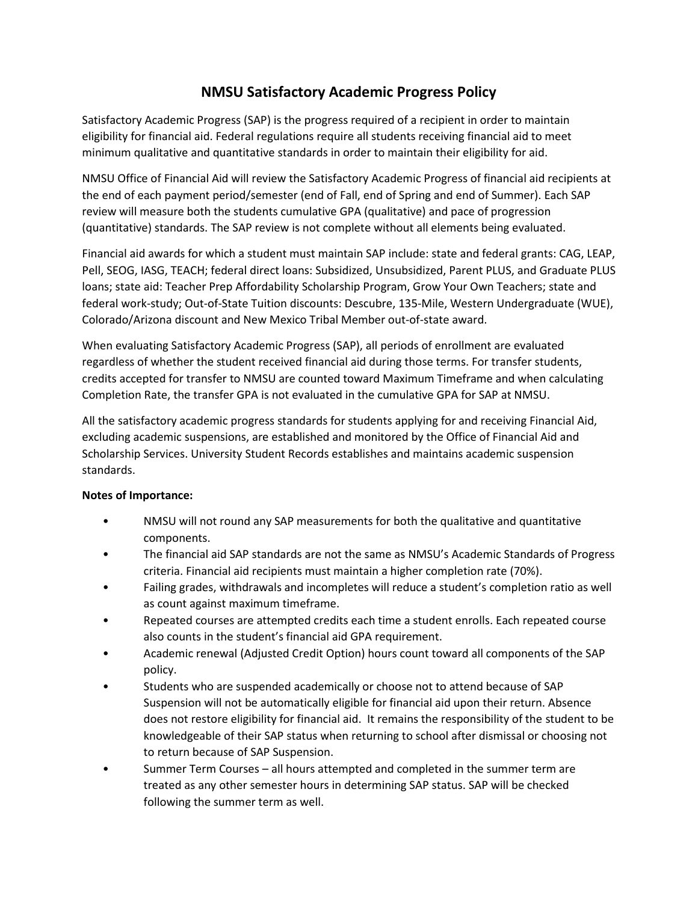# NMSU Satisfactory Academic Progress Policy

Satisfactory Academic Progress (SAP) is the progress required of a recipient in order to maintain eligibility for financial aid. Federal regulations require all students receiving financial aid to meet minimum qualitative and quantitative standards in order to maintain their eligibility for aid.

NMSU Office of Financial Aid will review the Satisfactory Academic Progress of financial aid recipients at the end of each payment period/semester (end of Fall, end of Spring and end of Summer). Each SAP review will measure both the students cumulative GPA (qualitative) and pace of progression (quantitative) standards. The SAP review is not complete without all elements being evaluated.

Financial aid awards for which a student must maintain SAP include: state and federal grants: CAG, LEAP, Pell, SEOG, IASG, TEACH; federal direct loans: Subsidized, Unsubsidized, Parent PLUS, and Graduate PLUS loans; state aid: Teacher Prep Affordability Scholarship Program, Grow Your Own Teachers; state and federal work-study; Out-of-State Tuition discounts: Descubre, 135-Mile, Western Undergraduate (WUE), Colorado/Arizona discount and New Mexico Tribal Member out-of-state award.

When evaluating Satisfactory Academic Progress (SAP), all periods of enrollment are evaluated regardless of whether the student received financial aid during those terms. For transfer students, credits accepted for transfer to NMSU are counted toward Maximum Timeframe and when calculating Completion Rate, the transfer GPA is not evaluated in the cumulative GPA for SAP at NMSU.

All the satisfactory academic progress standards for students applying for and receiving Financial Aid, excluding academic suspensions, are established and monitored by the Office of Financial Aid and Scholarship Services. University Student Records establishes and maintains academic suspension standards.

**Notes of Importance:**

- NMSU will not round any SAP measurements for both the qualitative and quantitative components.
- The financial aid SAP standards are not the same as NMSU's Academic Standards of Progress criteria. Financial aid recipients must maintain a higher completion rate (70%).
- Failing grades, withdrawals and incompletes will reduce a student's completion ratio as well as count against maximum timeframe.
- Repeated courses are attempted credits each time a student enrolls. Each repeated course also counts in the student's financial aid GPA requirement.
- Academic renewal (Adjusted Credit Option) hours count toward all components of the SAP policy.
- Students who are suspended academically or choose not to attend because of SAP Suspension will not be automatically eligible for financial aid upon their return. Absence does not restore eligibility for financial aid. It remains the responsibility of the student to be knowledgeable of their SAP status when returning to school after dismissal or choosing not to return because of SAP Suspension.
- Summer Term Courses – all hours attempted and completed in the summer term are treated as any other semester hours in determining SAP status. SAP will be checked following the summer term as well.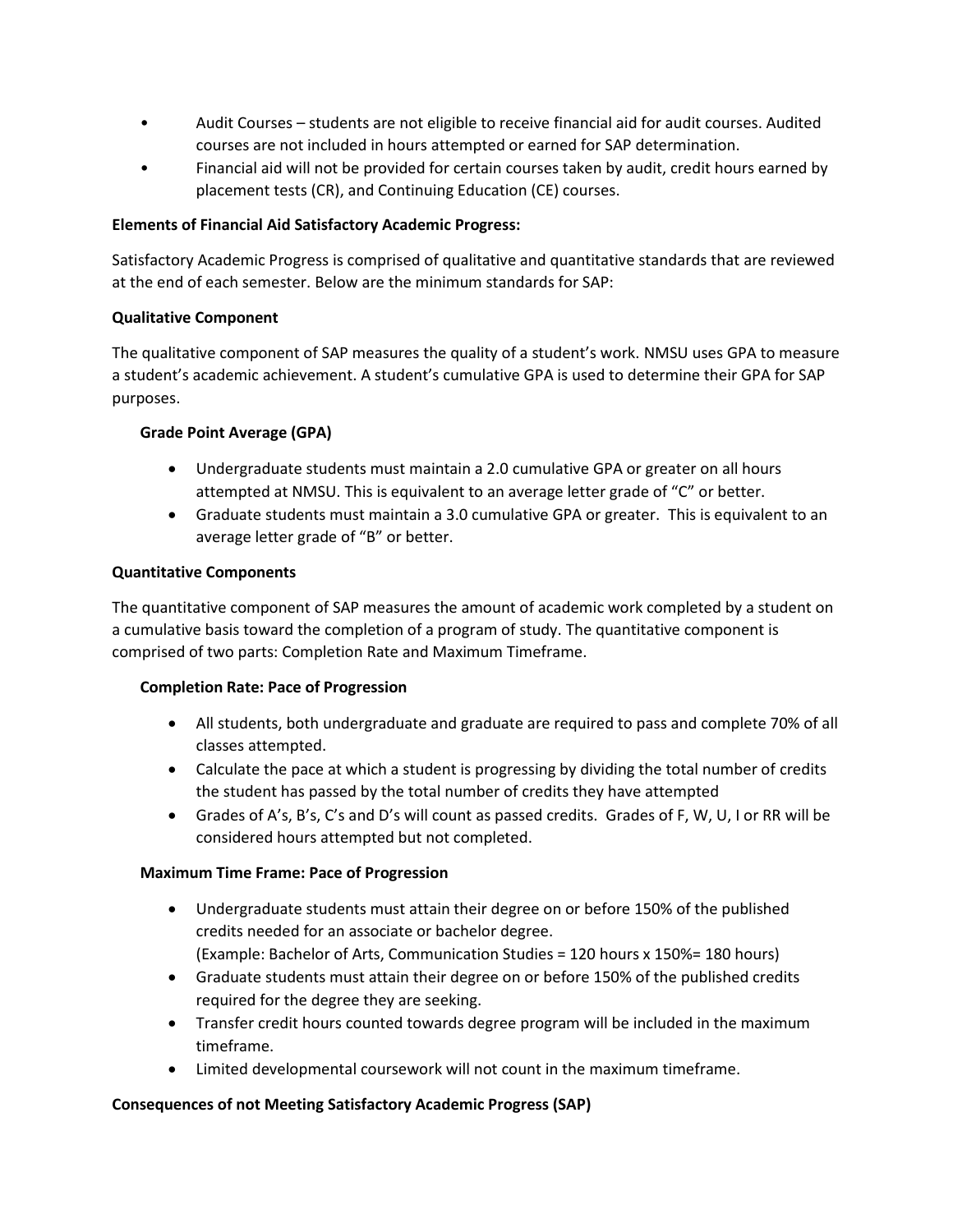- Audit Courses – students are not eligible to receive financial aid for audit courses. Audited courses are not included in hours attempted or earned for SAP determination.
- Financial aid will not be provided for certain courses taken by audit, credit hours earned by placement tests (CR), and Continuing Education (CE) courses.

**Elements of Financial Aid Satisfactory Academic Progress:**

Satisfactory Academic Progress is comprised of qualitative and quantitative standards that are reviewed at the end of each semester. Below are the minimum standards for SAP:

**Qualitative Component**

The qualitative component of SAP measures the quality of a student's work. NMSU uses GPA to measure a student's academic achievement. A student's cumulative GPA is used to determine their GPA for SAP purposes.

**Grade Point Average (GPA)**

- Undergraduate students must maintain a 2.0 cumulative GPA or greater on all hours attempted at NMSU. This is equivalent to an average letter grade of "C" or better.
- Graduate students must maintain a 3.0 cumulative GPA or greater. This is equivalent to an average letter grade of "B" or better.

**Quantitative Components**

The quantitative component of SAP measures the amount of academic work completed by a student on a cumulative basis toward the completion of a program of study. The quantitative component is comprised of two parts: Completion Rate and Maximum Timeframe.

**Completion Rate: Pace of Progression**

- All students, both undergraduate and graduate are required to pass and complete 70% of all classes attempted.
- Calculate the pace at which a student is progressing by dividing the total number of credits the student has passed by the total number of credits they have attempted
- Grades of A's, B's, C's and D's will count as passed credits. Grades of F, W, U, I or RR will be considered hours attempted but not completed.

**Maximum Time Frame: Pace of Progression**

- Undergraduate students must attain their degree on or before 150% of the published credits needed for an associate or bachelor degree.
  (Example: Bachelor of Arts, Communication Studies = 120 hours x 150%= 180 hours)
- Graduate students must attain their degree on or before 150% of the published credits required for the degree they are seeking.
- Transfer credit hours counted towards degree program will be included in the maximum timeframe.
- Limited developmental coursework will not count in the maximum timeframe.

**Consequences of not Meeting Satisfactory Academic Progress (SAP)**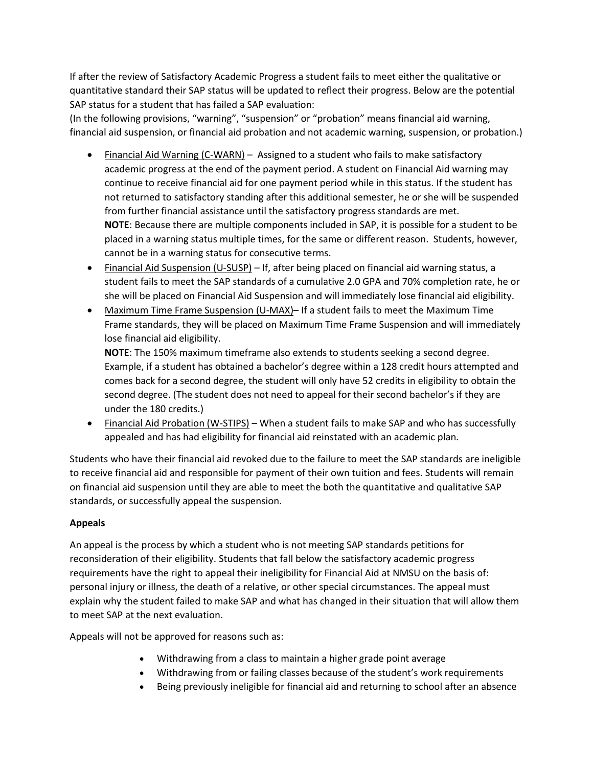If after the review of Satisfactory Academic Progress a student fails to meet either the qualitative or quantitative standard their SAP status will be updated to reflect their progress. Below are the potential SAP status for a student that has failed a SAP evaluation:
(In the following provisions, "warning", "suspension" or "probation" means financial aid warning, financial aid suspension, or financial aid probation and not academic warning, suspension, or probation.)

- Financial Aid Warning (C-WARN) – Assigned to a student who fails to make satisfactory academic progress at the end of the payment period. A student on Financial Aid warning may continue to receive financial aid for one payment period while in this status. If the student has not returned to satisfactory standing after this additional semester, he or she will be suspended from further financial assistance until the satisfactory progress standards are met.
  **NOTE**: Because there are multiple components included in SAP, it is possible for a student to be placed in a warning status multiple times, for the same or different reason. Students, however, cannot be in a warning status for consecutive terms.
- Financial Aid Suspension (U-SUSP) – If, after being placed on financial aid warning status, a student fails to meet the SAP standards of a cumulative 2.0 GPA and 70% completion rate, he or she will be placed on Financial Aid Suspension and will immediately lose financial aid eligibility.
- Maximum Time Frame Suspension (U-MAX)– If a student fails to meet the Maximum Time Frame standards, they will be placed on Maximum Time Frame Suspension and will immediately lose financial aid eligibility.
  **NOTE**: The 150% maximum timeframe also extends to students seeking a second degree. Example, if a student has obtained a bachelor's degree within a 128 credit hours attempted and comes back for a second degree, the student will only have 52 credits in eligibility to obtain the second degree. (The student does not need to appeal for their second bachelor's if they are under the 180 credits.)
- Financial Aid Probation (W-STIPS) – When a student fails to make SAP and who has successfully appealed and has had eligibility for financial aid reinstated with an academic plan.

Students who have their financial aid revoked due to the failure to meet the SAP standards are ineligible to receive financial aid and responsible for payment of their own tuition and fees. Students will remain on financial aid suspension until they are able to meet the both the quantitative and qualitative SAP standards, or successfully appeal the suspension.

**Appeals**

An appeal is the process by which a student who is not meeting SAP standards petitions for reconsideration of their eligibility. Students that fall below the satisfactory academic progress requirements have the right to appeal their ineligibility for Financial Aid at NMSU on the basis of: personal injury or illness, the death of a relative, or other special circumstances. The appeal must explain why the student failed to make SAP and what has changed in their situation that will allow them to meet SAP at the next evaluation.

Appeals will not be approved for reasons such as:

- Withdrawing from a class to maintain a higher grade point average
- Withdrawing from or failing classes because of the student's work requirements
- Being previously ineligible for financial aid and returning to school after an absence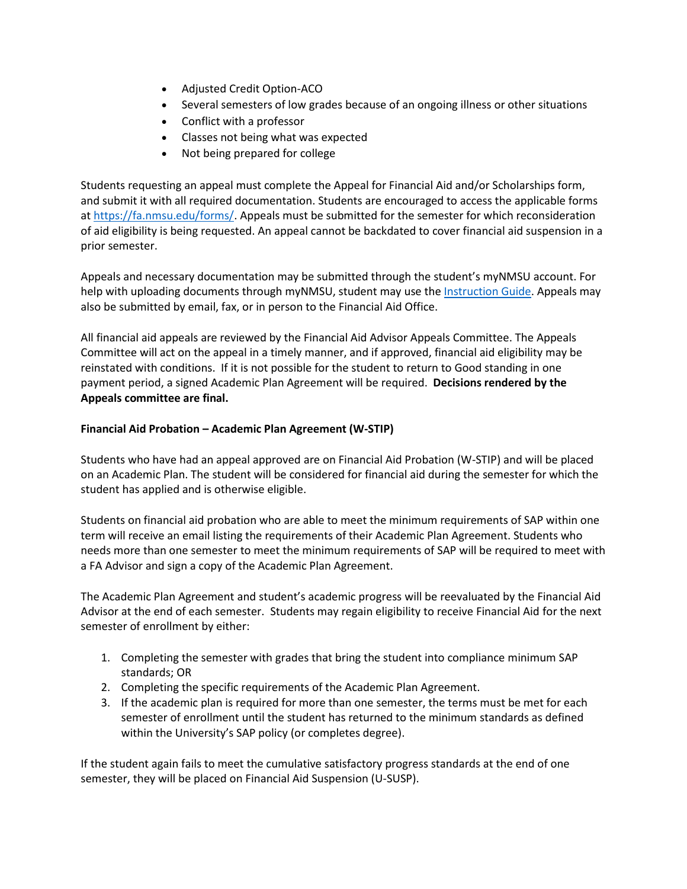- Adjusted Credit Option-ACO
- Several semesters of low grades because of an ongoing illness or other situations
- Conflict with a professor
- Classes not being what was expected
- Not being prepared for college

Students requesting an appeal must complete the Appeal for Financial Aid and/or Scholarships form, and submit it with all required documentation. Students are encouraged to access the applicable forms at [https://fa.nmsu.edu/forms/](https://fa.nmsu.edu/forms/). Appeals must be submitted for the semester for which reconsideration of aid eligibility is being requested. An appeal cannot be backdated to cover financial aid suspension in a prior semester.

Appeals and necessary documentation may be submitted through the student's myNMSU account. For help with uploading documents through myNMSU, student may use the Instruction Guide. Appeals may also be submitted by email, fax, or in person to the Financial Aid Office.

All financial aid appeals are reviewed by the Financial Aid Advisor Appeals Committee. The Appeals Committee will act on the appeal in a timely manner, and if approved, financial aid eligibility may be reinstated with conditions. If it is not possible for the student to return to Good standing in one payment period, a signed Academic Plan Agreement will be required. **Decisions rendered by the Appeals committee are final.**

**Financial Aid Probation – Academic Plan Agreement (W-STIP)**

Students who have had an appeal approved are on Financial Aid Probation (W-STIP) and will be placed on an Academic Plan. The student will be considered for financial aid during the semester for which the student has applied and is otherwise eligible.

Students on financial aid probation who are able to meet the minimum requirements of SAP within one term will receive an email listing the requirements of their Academic Plan Agreement. Students who needs more than one semester to meet the minimum requirements of SAP will be required to meet with a FA Advisor and sign a copy of the Academic Plan Agreement.

The Academic Plan Agreement and student's academic progress will be reevaluated by the Financial Aid Advisor at the end of each semester. Students may regain eligibility to receive Financial Aid for the next semester of enrollment by either:

1. Completing the semester with grades that bring the student into compliance minimum SAP standards; OR
2. Completing the specific requirements of the Academic Plan Agreement.
3. If the academic plan is required for more than one semester, the terms must be met for each semester of enrollment until the student has returned to the minimum standards as defined within the University's SAP policy (or completes degree).

If the student again fails to meet the cumulative satisfactory progress standards at the end of one semester, they will be placed on Financial Aid Suspension (U-SUSP).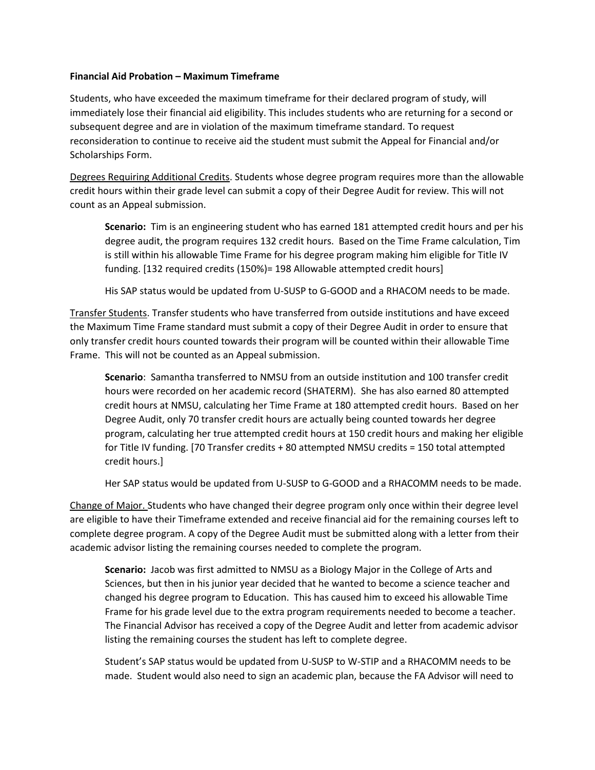**Financial Aid Probation – Maximum Timeframe**

Students, who have exceeded the maximum timeframe for their declared program of study, will immediately lose their financial aid eligibility. This includes students who are returning for a second or subsequent degree and are in violation of the maximum timeframe standard. To request reconsideration to continue to receive aid the student must submit the Appeal for Financial and/or Scholarships Form.

Degrees Requiring Additional Credits. Students whose degree program requires more than the allowable credit hours within their grade level can submit a copy of their Degree Audit for review. This will not count as an Appeal submission.

> **Scenario:** Tim is an engineering student who has earned 181 attempted credit hours and per his degree audit, the program requires 132 credit hours. Based on the Time Frame calculation, Tim is still within his allowable Time Frame for his degree program making him eligible for Title IV funding. [132 required credits (150%)= 198 Allowable attempted credit hours]
>
> His SAP status would be updated from U-SUSP to G-GOOD and a RHACOM needs to be made.

Transfer Students. Transfer students who have transferred from outside institutions and have exceed the Maximum Time Frame standard must submit a copy of their Degree Audit in order to ensure that only transfer credit hours counted towards their program will be counted within their allowable Time Frame. This will not be counted as an Appeal submission.

> **Scenario**: Samantha transferred to NMSU from an outside institution and 100 transfer credit hours were recorded on her academic record (SHATERM). She has also earned 80 attempted credit hours at NMSU, calculating her Time Frame at 180 attempted credit hours. Based on her Degree Audit, only 70 transfer credit hours are actually being counted towards her degree program, calculating her true attempted credit hours at 150 credit hours and making her eligible for Title IV funding. [70 Transfer credits + 80 attempted NMSU credits = 150 total attempted credit hours.]
>
> Her SAP status would be updated from U-SUSP to G-GOOD and a RHACOMM needs to be made.

Change of Major. Students who have changed their degree program only once within their degree level are eligible to have their Timeframe extended and receive financial aid for the remaining courses left to complete degree program. A copy of the Degree Audit must be submitted along with a letter from their academic advisor listing the remaining courses needed to complete the program.

> **Scenario:** Jacob was first admitted to NMSU as a Biology Major in the College of Arts and Sciences, but then in his junior year decided that he wanted to become a science teacher and changed his degree program to Education. This has caused him to exceed his allowable Time Frame for his grade level due to the extra program requirements needed to become a teacher. The Financial Advisor has received a copy of the Degree Audit and letter from academic advisor listing the remaining courses the student has left to complete degree.
>
> Student's SAP status would be updated from U-SUSP to W-STIP and a RHACOMM needs to be made. Student would also need to sign an academic plan, because the FA Advisor will need to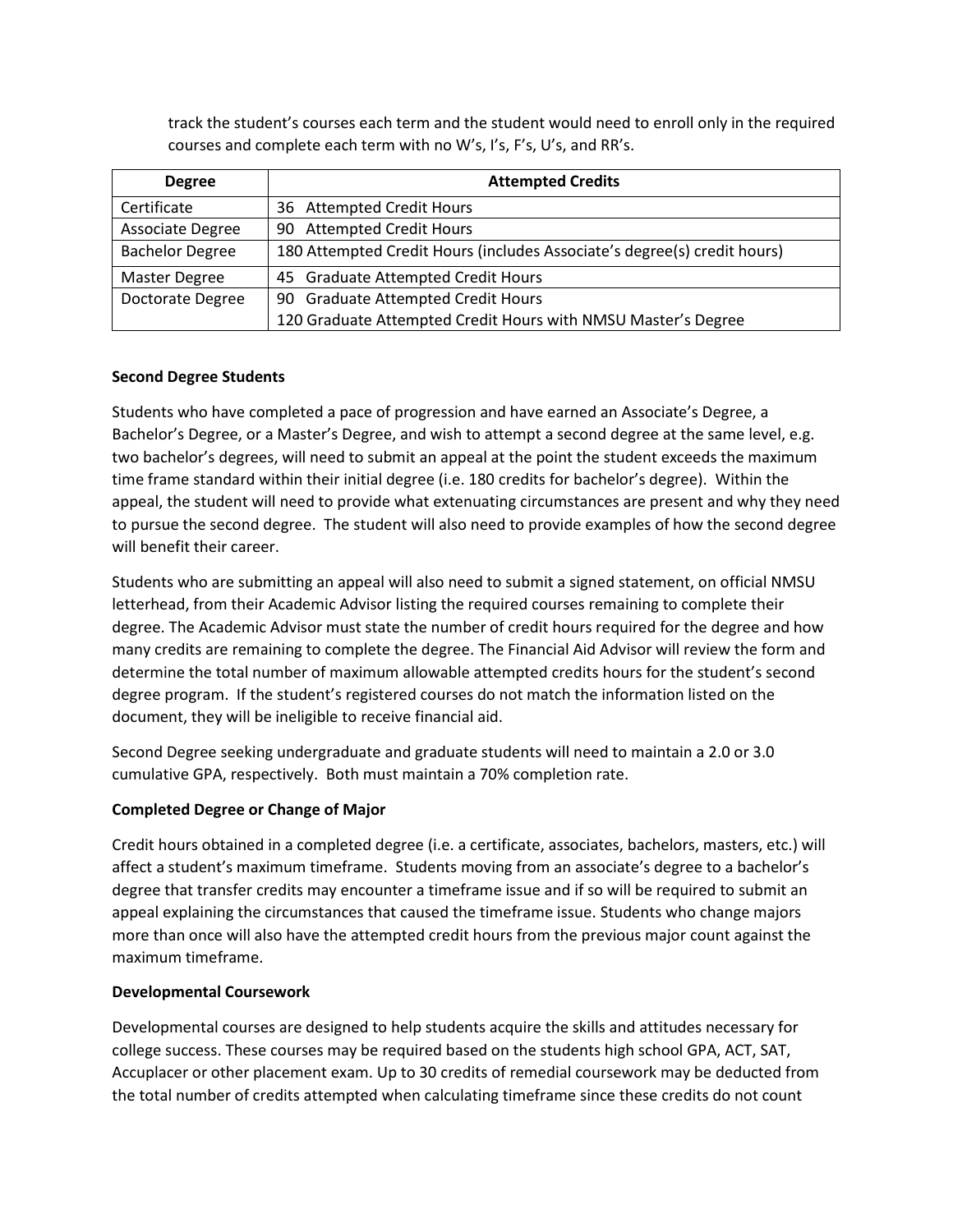track the student's courses each term and the student would need to enroll only in the required courses and complete each term with no W's, I's, F's, U's, and RR's.

| Degree | Attempted Credits |
|---|---|
| Certificate | 36 Attempted Credit Hours |
| Associate Degree | 90 Attempted Credit Hours |
| Bachelor Degree | 180 Attempted Credit Hours (includes Associate's degree(s) credit hours) |
| Master Degree | 45 Graduate Attempted Credit Hours |
| Doctorate Degree | 90 Graduate Attempted Credit Hours<br>120 Graduate Attempted Credit Hours with NMSU Master's Degree |

**Second Degree Students**

Students who have completed a pace of progression and have earned an Associate's Degree, a Bachelor's Degree, or a Master's Degree, and wish to attempt a second degree at the same level, e.g. two bachelor's degrees, will need to submit an appeal at the point the student exceeds the maximum time frame standard within their initial degree (i.e. 180 credits for bachelor's degree). Within the appeal, the student will need to provide what extenuating circumstances are present and why they need to pursue the second degree. The student will also need to provide examples of how the second degree will benefit their career.

Students who are submitting an appeal will also need to submit a signed statement, on official NMSU letterhead, from their Academic Advisor listing the required courses remaining to complete their degree. The Academic Advisor must state the number of credit hours required for the degree and how many credits are remaining to complete the degree. The Financial Aid Advisor will review the form and determine the total number of maximum allowable attempted credits hours for the student's second degree program. If the student's registered courses do not match the information listed on the document, they will be ineligible to receive financial aid.

Second Degree seeking undergraduate and graduate students will need to maintain a 2.0 or 3.0 cumulative GPA, respectively. Both must maintain a 70% completion rate.

**Completed Degree or Change of Major**

Credit hours obtained in a completed degree (i.e. a certificate, associates, bachelors, masters, etc.) will affect a student's maximum timeframe. Students moving from an associate's degree to a bachelor's degree that transfer credits may encounter a timeframe issue and if so will be required to submit an appeal explaining the circumstances that caused the timeframe issue. Students who change majors more than once will also have the attempted credit hours from the previous major count against the maximum timeframe.

**Developmental Coursework**

Developmental courses are designed to help students acquire the skills and attitudes necessary for college success. These courses may be required based on the students high school GPA, ACT, SAT, Accuplacer or other placement exam. Up to 30 credits of remedial coursework may be deducted from the total number of credits attempted when calculating timeframe since these credits do not count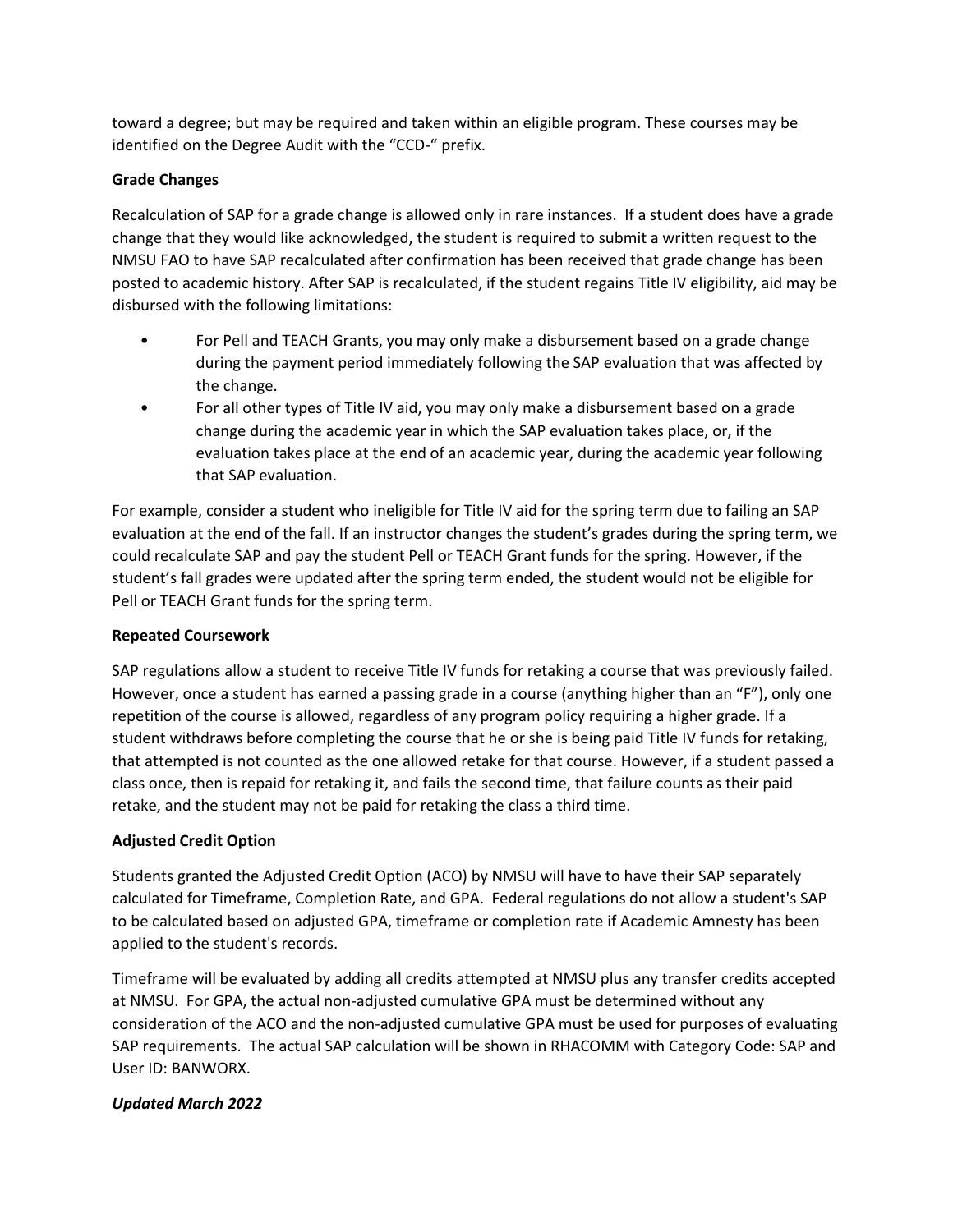toward a degree; but may be required and taken within an eligible program. These courses may be identified on the Degree Audit with the “CCD-“ prefix.

**Grade Changes**

Recalculation of SAP for a grade change is allowed only in rare instances. If a student does have a grade change that they would like acknowledged, the student is required to submit a written request to the NMSU FAO to have SAP recalculated after confirmation has been received that grade change has been posted to academic history. After SAP is recalculated, if the student regains Title IV eligibility, aid may be disbursed with the following limitations:

- For Pell and TEACH Grants, you may only make a disbursement based on a grade change during the payment period immediately following the SAP evaluation that was affected by the change.
- For all other types of Title IV aid, you may only make a disbursement based on a grade change during the academic year in which the SAP evaluation takes place, or, if the evaluation takes place at the end of an academic year, during the academic year following that SAP evaluation.

For example, consider a student who ineligible for Title IV aid for the spring term due to failing an SAP evaluation at the end of the fall. If an instructor changes the student’s grades during the spring term, we could recalculate SAP and pay the student Pell or TEACH Grant funds for the spring. However, if the student’s fall grades were updated after the spring term ended, the student would not be eligible for Pell or TEACH Grant funds for the spring term.

**Repeated Coursework**

SAP regulations allow a student to receive Title IV funds for retaking a course that was previously failed. However, once a student has earned a passing grade in a course (anything higher than an “F”), only one repetition of the course is allowed, regardless of any program policy requiring a higher grade. If a student withdraws before completing the course that he or she is being paid Title IV funds for retaking, that attempted is not counted as the one allowed retake for that course. However, if a student passed a class once, then is repaid for retaking it, and fails the second time, that failure counts as their paid retake, and the student may not be paid for retaking the class a third time.

**Adjusted Credit Option**

Students granted the Adjusted Credit Option (ACO) by NMSU will have to have their SAP separately calculated for Timeframe, Completion Rate, and GPA. Federal regulations do not allow a student's SAP to be calculated based on adjusted GPA, timeframe or completion rate if Academic Amnesty has been applied to the student's records.

Timeframe will be evaluated by adding all credits attempted at NMSU plus any transfer credits accepted at NMSU. For GPA, the actual non-adjusted cumulative GPA must be determined without any consideration of the ACO and the non-adjusted cumulative GPA must be used for purposes of evaluating SAP requirements. The actual SAP calculation will be shown in RHACOMM with Category Code: SAP and User ID: BANWORX.

***Updated March 2022***